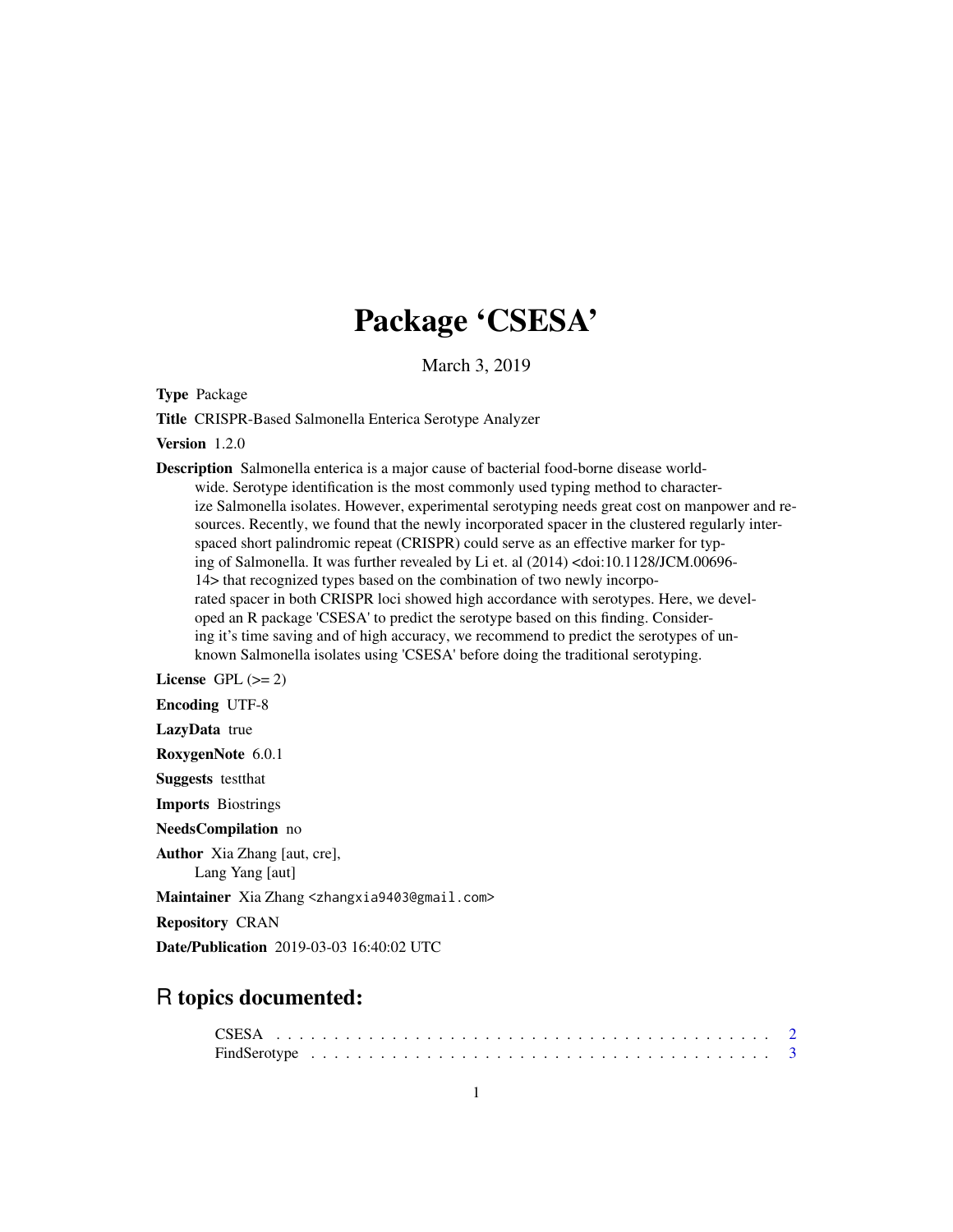# Package 'CSESA'

March 3, 2019

**Type** Package

**Title** CRISPR-Based Salmonella Enterica Serotype Analyzer

**Version** 1.2.0

**Description** Salmonella enterica is a major cause of bacterial food-borne disease worldwide. Serotype identification is the most commonly used typing method to characterize Salmonella isolates. However, experimental serotyping needs great cost on manpower and resources. Recently, we found that the newly incorporated spacer in the clustered regularly interspaced short palindromic repeat (CRISPR) could serve as an effective marker for typing of Salmonella. It was further revealed by Li et. al (2014) <doi:10.1128/JCM.00696-14> that recognized types based on the combination of two newly incorporated spacer in both CRISPR loci showed high accordance with serotypes. Here, we developed an R package 'CSESA' to predict the serotype based on this finding. Considering it's time saving and of high accuracy, we recommend to predict the serotypes of unknown Salmonella isolates using 'CSESA' before doing the traditional serotyping.

**License** GPL (>= 2)

**Encoding** UTF-8

**LazyData** true

**RoxygenNote** 6.0.1

**Suggests** testthat

**Imports** Biostrings

**NeedsCompilation** no

**Author** Xia Zhang [aut, cre],
Lang Yang [aut]

**Maintainer** Xia Zhang <zhangxia9403@gmail.com>

**Repository** CRAN

**Date/Publication** 2019-03-03 16:40:02 UTC

## R topics documented:

CSESA . . . . . . . . . . . . . . . . . . . . . . . . . . . . . . . . . . . . . . . . . . 2
FindSerotype . . . . . . . . . . . . . . . . . . . . . . . . . . . . . . . . . . . . . . . 3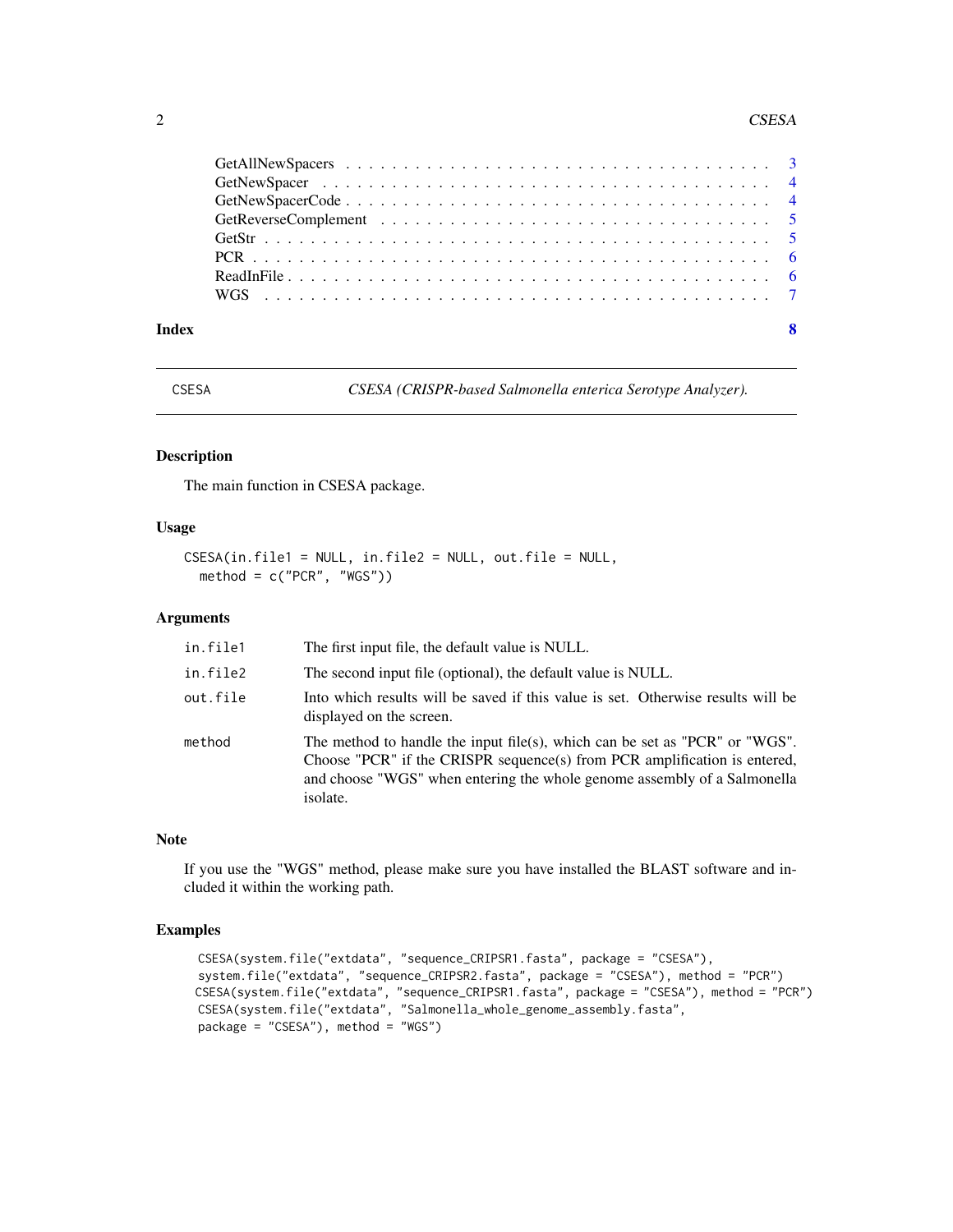GetAllNewSpacers . . . . . . . . . . . . . . . . . . . . . . . . . . . . . . . . . . . . 3
GetNewSpacer . . . . . . . . . . . . . . . . . . . . . . . . . . . . . . . . . . . . . . 4
GetNewSpacerCode . . . . . . . . . . . . . . . . . . . . . . . . . . . . . . . . . . . . 4
GetReverseComplement . . . . . . . . . . . . . . . . . . . . . . . . . . . . . . . . . . 5
GetStr . . . . . . . . . . . . . . . . . . . . . . . . . . . . . . . . . . . . . . . . . 5
PCR . . . . . . . . . . . . . . . . . . . . . . . . . . . . . . . . . . . . . . . . . . 6
ReadInFile . . . . . . . . . . . . . . . . . . . . . . . . . . . . . . . . . . . . . . . 6
WGS . . . . . . . . . . . . . . . . . . . . . . . . . . . . . . . . . . . . . . . . . . 7

**Index** **8**

---

CSESA *CSESA (CRISPR-based Salmonella enterica Serotype Analyzer).*

---

## Description

The main function in CSESA package.

## Usage

```
CSESA(in.file1 = NULL, in.file2 = NULL, out.file = NULL,
  method = c("PCR", "WGS"))
```

## Arguments

| | |
|---|---|
| `in.file1` | The first input file, the default value is NULL. |
| `in.file2` | The second input file (optional), the default value is NULL. |
| `out.file` | Into which results will be saved if this value is set. Otherwise results will be displayed on the screen. |
| `method` | The method to handle the input file(s), which can be set as "PCR" or "WGS". Choose "PCR" if the CRISPR sequence(s) from PCR amplification is entered, and choose "WGS" when entering the whole genome assembly of a Salmonella isolate. |

## Note

If you use the "WGS" method, please make sure you have installed the BLAST software and included it within the working path.

## Examples

```
CSESA(system.file("extdata", "sequence_CRIPSR1.fasta", package = "CSESA"),
system.file("extdata", "sequence_CRIPSR2.fasta", package = "CSESA"), method = "PCR")
CSESA(system.file("extdata", "sequence_CRIPSR1.fasta", package = "CSESA"), method = "PCR")
CSESA(system.file("extdata", "Salmonella_whole_genome_assembly.fasta",
package = "CSESA"), method = "WGS")
```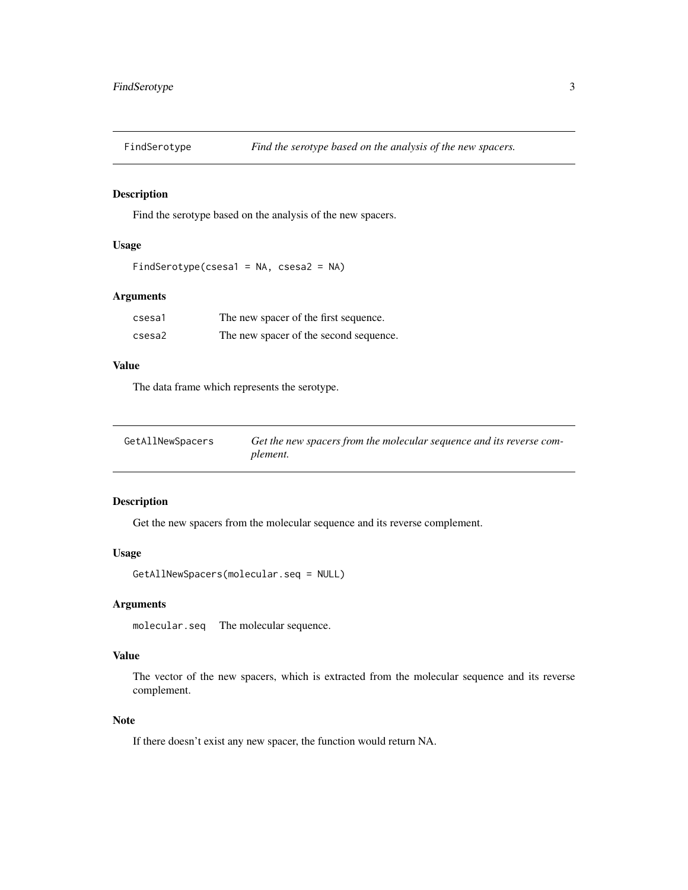## FindSerotype — *Find the serotype based on the analysis of the new spacers.*

### Description

Find the serotype based on the analysis of the new spacers.

### Usage

```
FindSerotype(csesa1 = NA, csesa2 = NA)
```

### Arguments

| | |
|---|---|
| csesa1 | The new spacer of the first sequence. |
| csesa2 | The new spacer of the second sequence. |

### Value

The data frame which represents the serotype.

## GetAllNewSpacers — *Get the new spacers from the molecular sequence and its reverse complement.*

### Description

Get the new spacers from the molecular sequence and its reverse complement.

### Usage

```
GetAllNewSpacers(molecular.seq = NULL)
```

### Arguments

| | |
|---|---|
| molecular.seq | The molecular sequence. |

### Value

The vector of the new spacers, which is extracted from the molecular sequence and its reverse complement.

### Note

If there doesn't exist any new spacer, the function would return NA.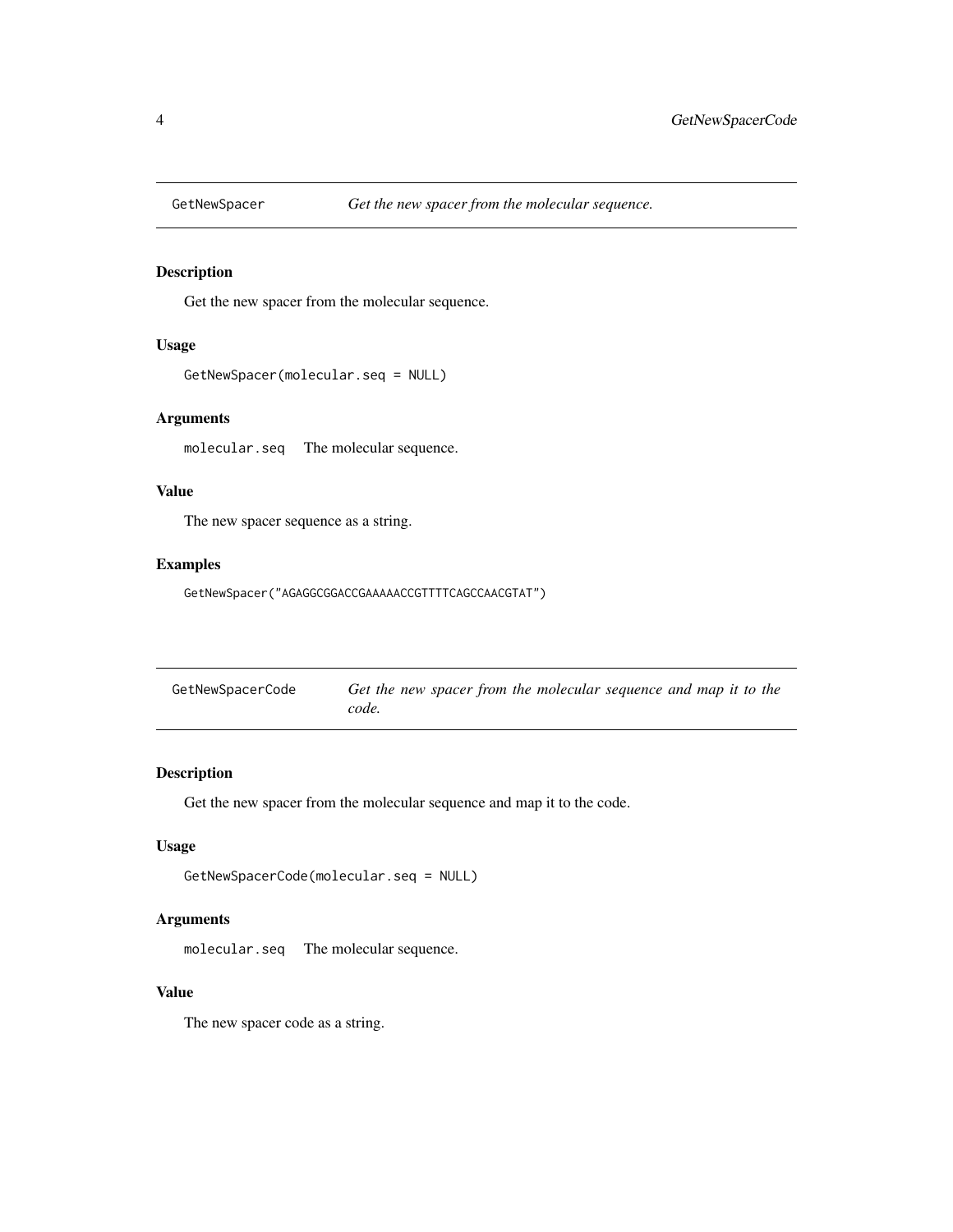## GetNewSpacer *Get the new spacer from the molecular sequence.*

### Description

Get the new spacer from the molecular sequence.

### Usage

```
GetNewSpacer(molecular.seq = NULL)
```

### Arguments

`molecular.seq` The molecular sequence.

### Value

The new spacer sequence as a string.

### Examples

```
GetNewSpacer("AGAGGCGGACCGAAAAACCGTTTTCAGCCAACGTAT")
```

## GetNewSpacerCode *Get the new spacer from the molecular sequence and map it to the code.*

### Description

Get the new spacer from the molecular sequence and map it to the code.

### Usage

```
GetNewSpacerCode(molecular.seq = NULL)
```

### Arguments

`molecular.seq` The molecular sequence.

### Value

The new spacer code as a string.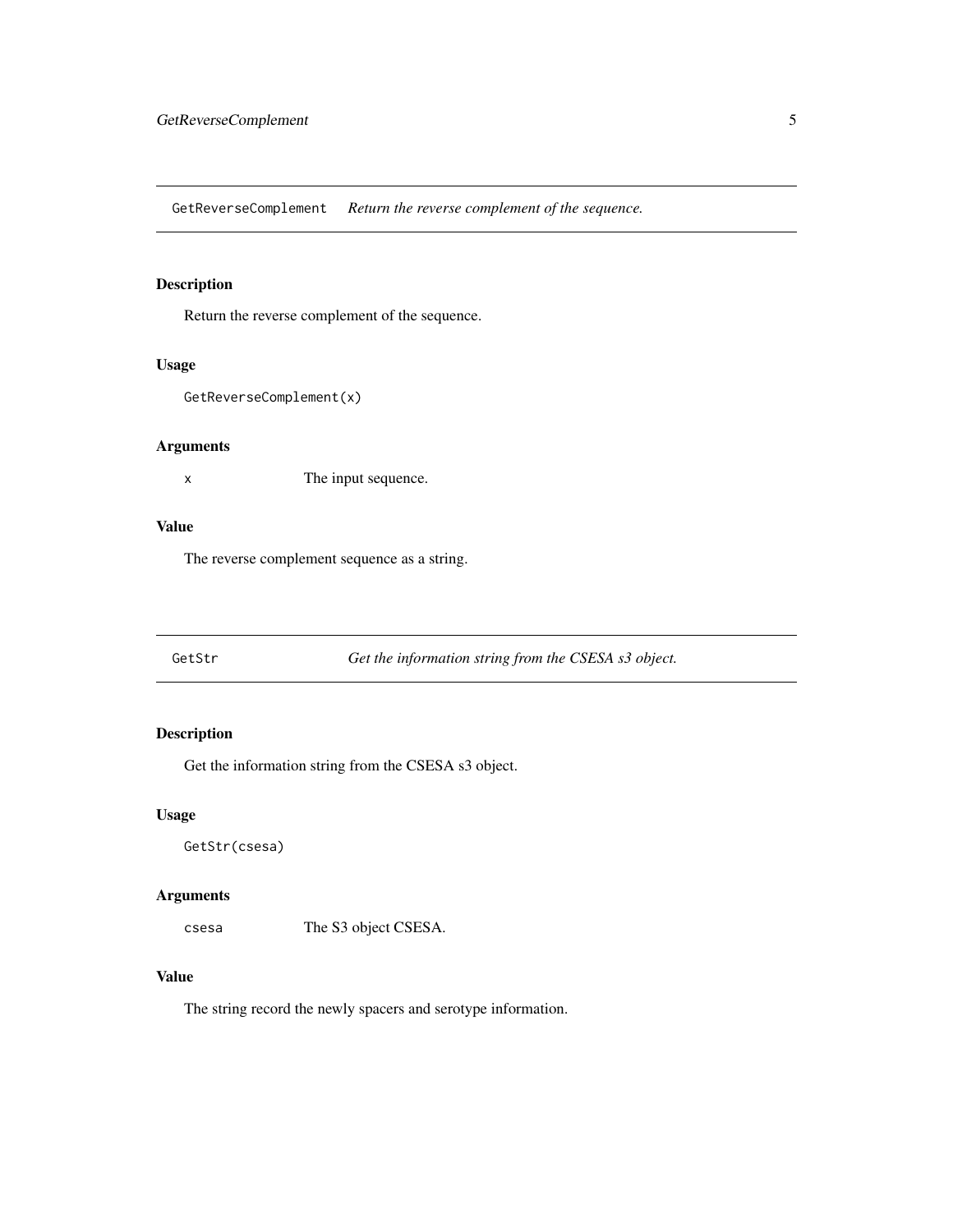## GetReverseComplement *Return the reverse complement of the sequence.*

### Description

Return the reverse complement of the sequence.

### Usage

```
GetReverseComplement(x)
```

### Arguments

| | |
|---|---|
| x | The input sequence. |

### Value

The reverse complement sequence as a string.

## GetStr *Get the information string from the CSESA s3 object.*

### Description

Get the information string from the CSESA s3 object.

### Usage

```
GetStr(csesa)
```

### Arguments

| | |
|---|---|
| csesa | The S3 object CSESA. |

### Value

The string record the newly spacers and serotype information.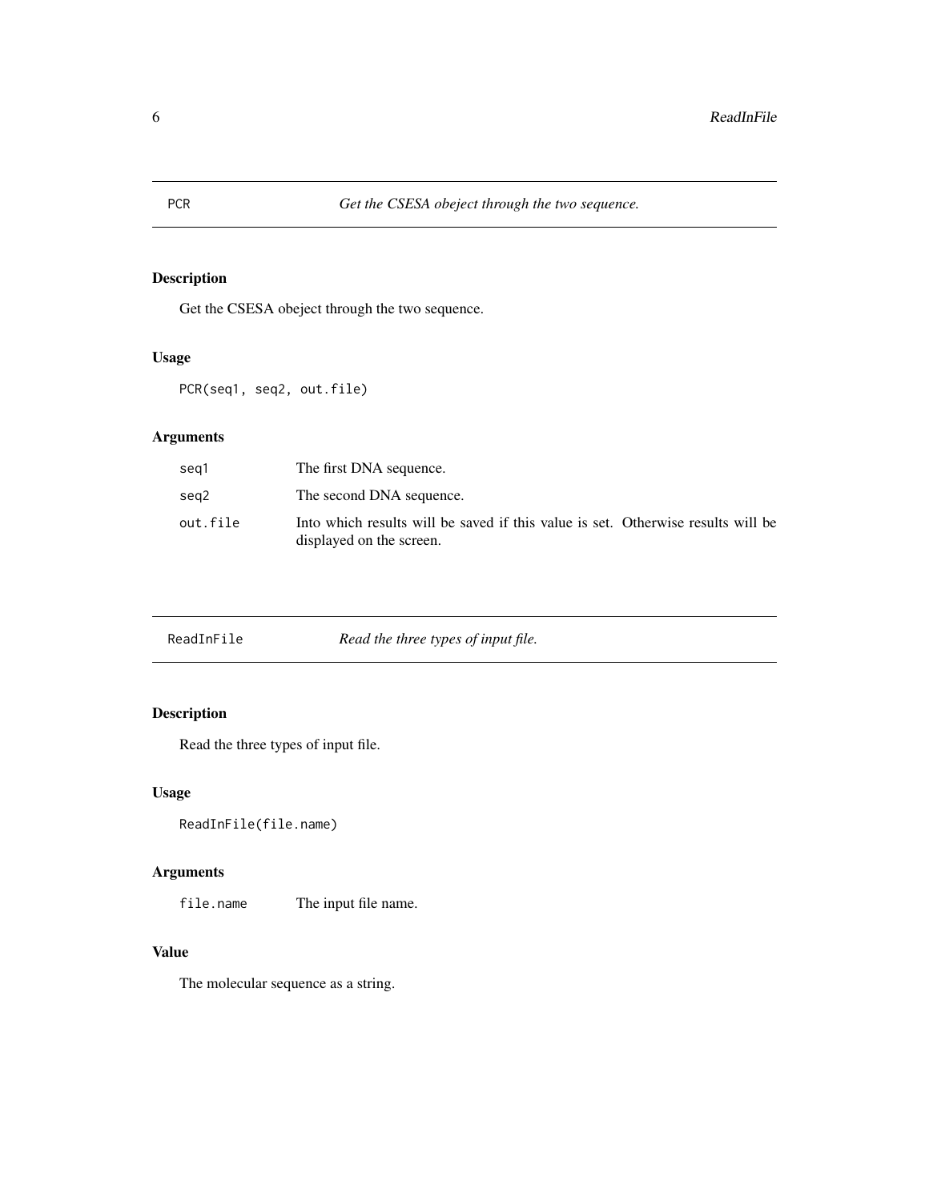## PCR — *Get the CSESA obeject through the two sequence.*

### Description

Get the CSESA obeject through the two sequence.

### Usage

```
PCR(seq1, seq2, out.file)
```

### Arguments

| | |
|---|---|
| seq1 | The first DNA sequence. |
| seq2 | The second DNA sequence. |
| out.file | Into which results will be saved if this value is set. Otherwise results will be displayed on the screen. |

## ReadInFile — *Read the three types of input file.*

### Description

Read the three types of input file.

### Usage

```
ReadInFile(file.name)
```

### Arguments

| | |
|---|---|
| file.name | The input file name. |

### Value

The molecular sequence as a string.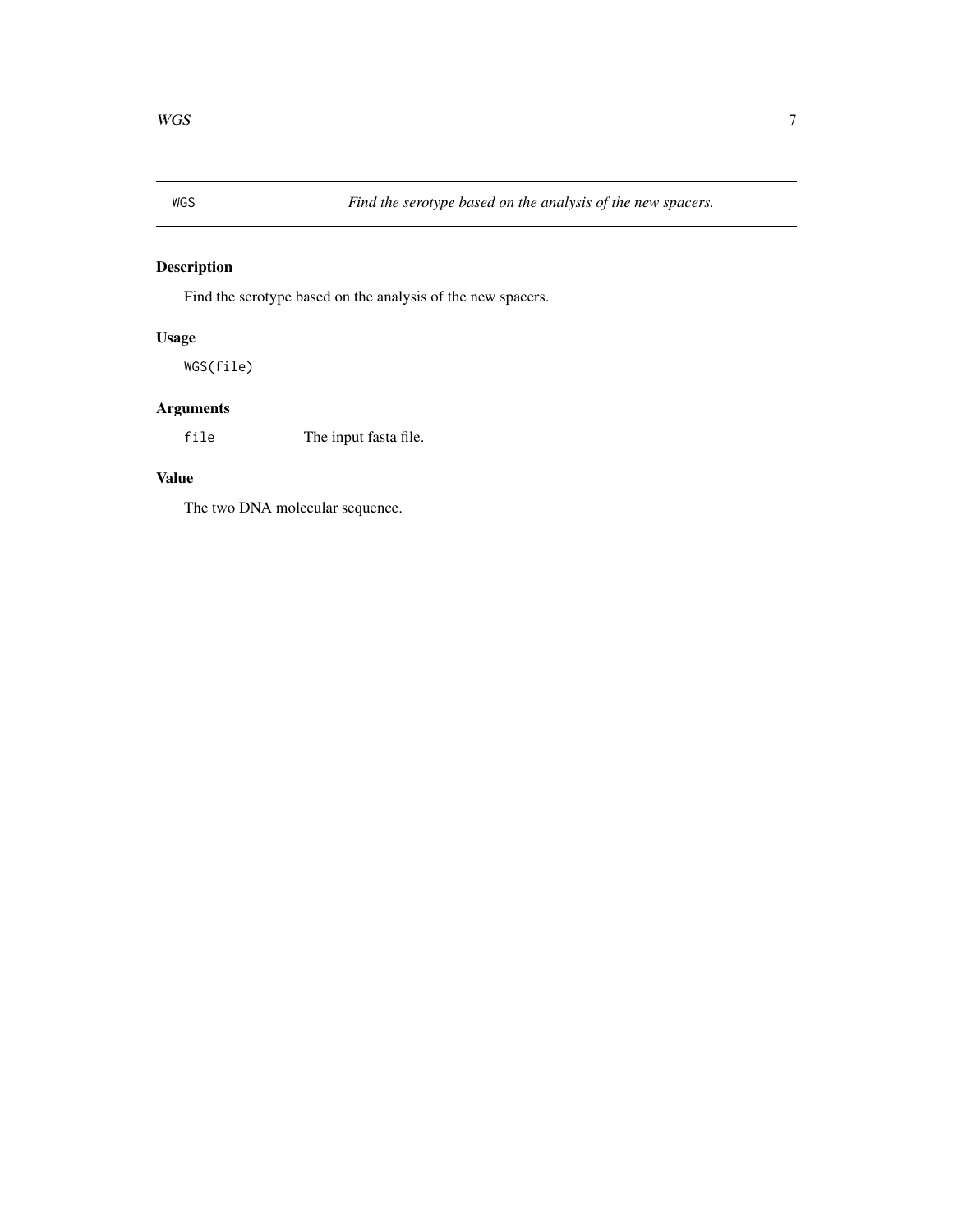WGS — *Find the serotype based on the analysis of the new spacers.*

## Description

Find the serotype based on the analysis of the new spacers.

## Usage

```
WGS(file)
```

## Arguments

| | |
|---|---|
| `file` | The input fasta file. |

## Value

The two DNA molecular sequence.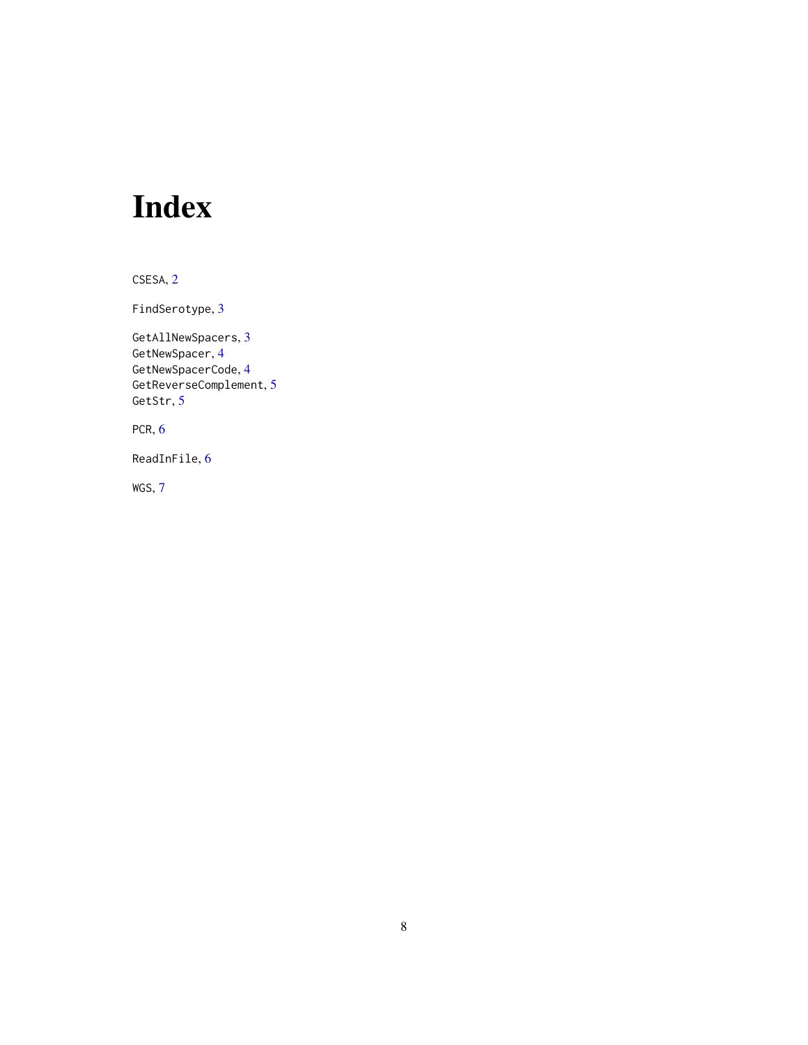# Index

CSESA, 2

FindSerotype, 3

GetAllNewSpacers, 3
GetNewSpacer, 4
GetNewSpacerCode, 4
GetReverseComplement, 5
GetStr, 5

PCR, 6

ReadInFile, 6

WGS, 7